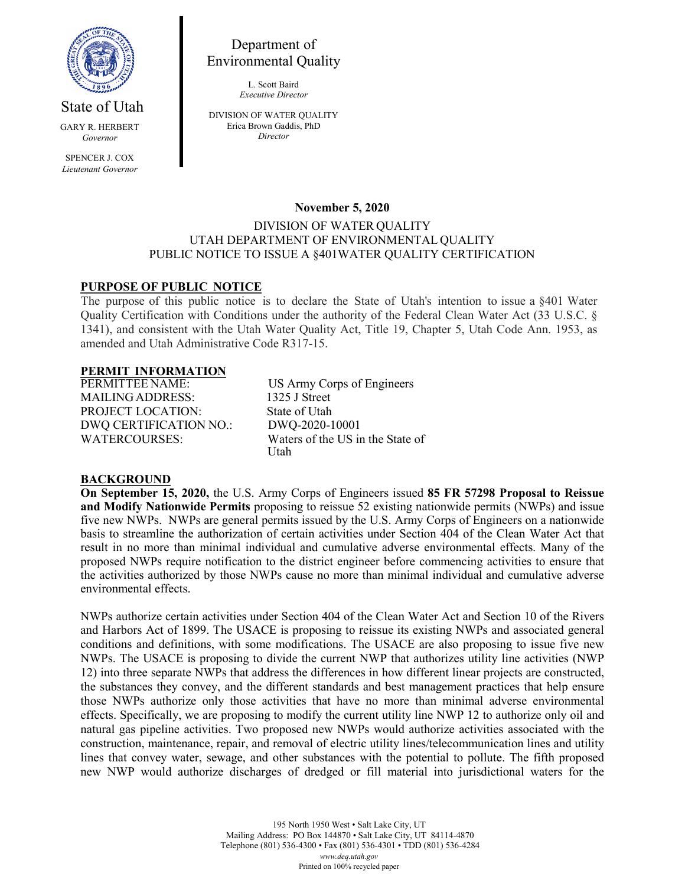State of Utah

GARY R. HERBERT
*Governor*

SPENCER J. COX
*Lieutenant Governor*

Department of Environmental Quality

L. Scott Baird
*Executive Director*

DIVISION OF WATER QUALITY
Erica Brown Gaddis, PhD
*Director*

**November 5, 2020**

DIVISION OF WATER QUALITY
UTAH DEPARTMENT OF ENVIRONMENTAL QUALITY
PUBLIC NOTICE TO ISSUE A §401WATER QUALITY CERTIFICATION

## PURPOSE OF PUBLIC NOTICE

The purpose of this public notice is to declare the State of Utah's intention to issue a §401 Water Quality Certification with Conditions under the authority of the Federal Clean Water Act (33 U.S.C. § 1341), and consistent with the Utah Water Quality Act, Title 19, Chapter 5, Utah Code Ann. 1953, as amended and Utah Administrative Code R317-15.

## PERMIT INFORMATION

| | |
|---|---|
| PERMITTEE NAME: | US Army Corps of Engineers |
| MAILING ADDRESS: | 1325 J Street |
| PROJECT LOCATION: | State of Utah |
| DWQ CERTIFICATION NO.: | DWQ-2020-10001 |
| WATERCOURSES: | Waters of the US in the State of Utah |

## BACKGROUND

**On September 15, 2020,** the U.S. Army Corps of Engineers issued **85 FR 57298 Proposal to Reissue and Modify Nationwide Permits** proposing to reissue 52 existing nationwide permits (NWPs) and issue five new NWPs. NWPs are general permits issued by the U.S. Army Corps of Engineers on a nationwide basis to streamline the authorization of certain activities under Section 404 of the Clean Water Act that result in no more than minimal individual and cumulative adverse environmental effects. Many of the proposed NWPs require notification to the district engineer before commencing activities to ensure that the activities authorized by those NWPs cause no more than minimal individual and cumulative adverse environmental effects.

NWPs authorize certain activities under Section 404 of the Clean Water Act and Section 10 of the Rivers and Harbors Act of 1899. The USACE is proposing to reissue its existing NWPs and associated general conditions and definitions, with some modifications. The USACE are also proposing to issue five new NWPs. The USACE is proposing to divide the current NWP that authorizes utility line activities (NWP 12) into three separate NWPs that address the differences in how different linear projects are constructed, the substances they convey, and the different standards and best management practices that help ensure those NWPs authorize only those activities that have no more than minimal adverse environmental effects. Specifically, we are proposing to modify the current utility line NWP 12 to authorize only oil and natural gas pipeline activities. Two proposed new NWPs would authorize activities associated with the construction, maintenance, repair, and removal of electric utility lines/telecommunication lines and utility lines that convey water, sewage, and other substances with the potential to pollute. The fifth proposed new NWP would authorize discharges of dredged or fill material into jurisdictional waters for the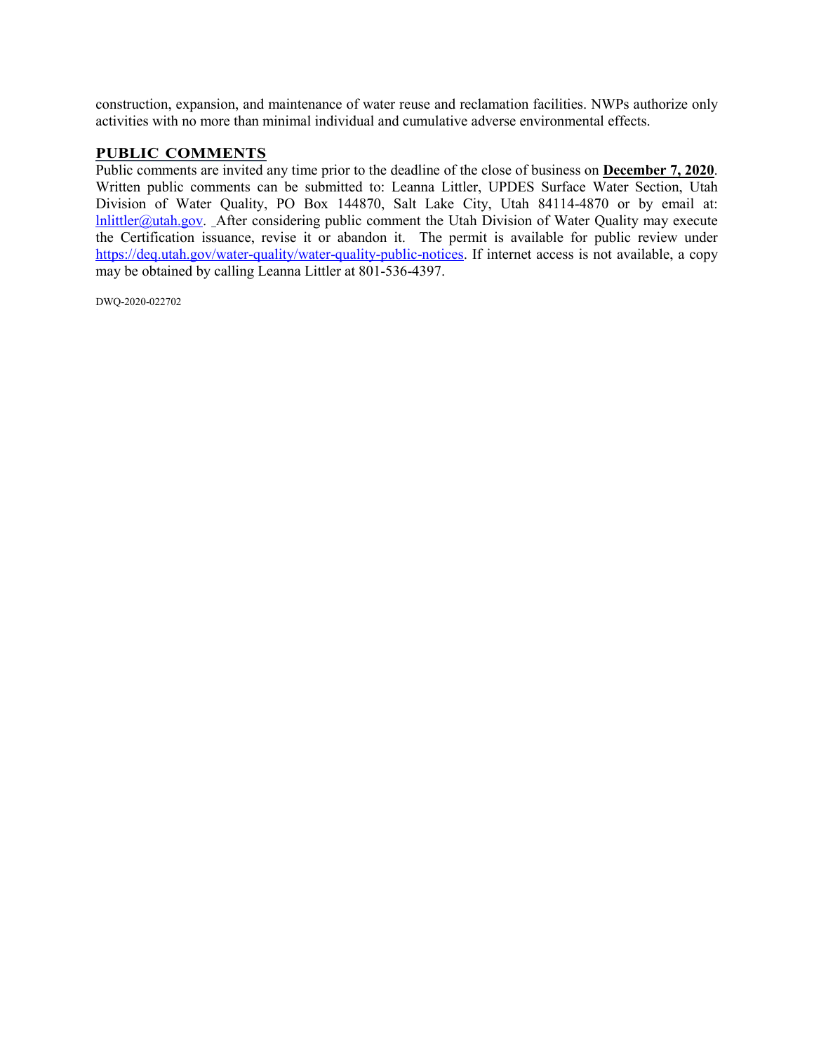construction, expansion, and maintenance of water reuse and reclamation facilities. NWPs authorize only activities with no more than minimal individual and cumulative adverse environmental effects.

## PUBLIC COMMENTS

Public comments are invited any time prior to the deadline of the close of business on **December 7, 2020**. Written public comments can be submitted to: Leanna Littler, UPDES Surface Water Section, Utah Division of Water Quality, PO Box 144870, Salt Lake City, Utah 84114-4870 or by email at: lnlittler@utah.gov. After considering public comment the Utah Division of Water Quality may execute the Certification issuance, revise it or abandon it. The permit is available for public review under https://deq.utah.gov/water-quality/water-quality-public-notices. If internet access is not available, a copy may be obtained by calling Leanna Littler at 801-536-4397.

DWQ-2020-022702